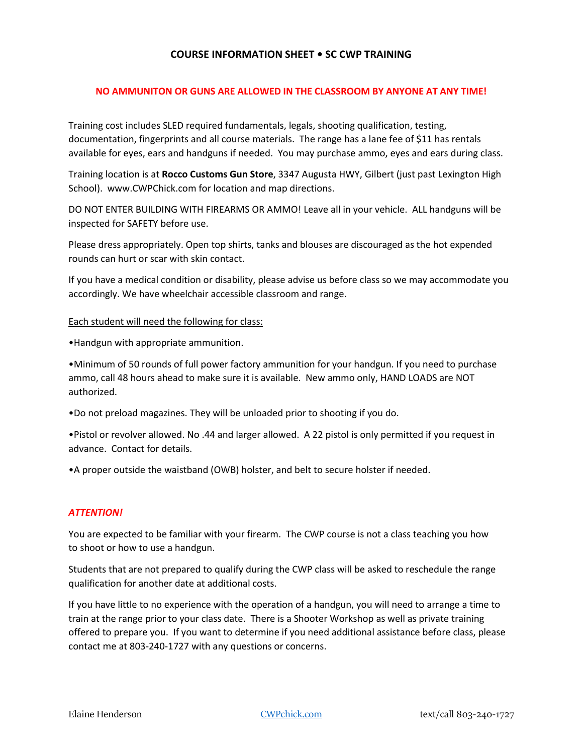# COURSE INFORMATION SHEET • SC CWP TRAINING

**NO AMMUNITON OR GUNS ARE ALLOWED IN THE CLASSROOM BY ANYONE AT ANY TIME!**

Training cost includes SLED required fundamentals, legals, shooting qualification, testing, documentation, fingerprints and all course materials. The range has a lane fee of $11 has rentals available for eyes, ears and handguns if needed. You may purchase ammo, eyes and ears during class.

Training location is at **Rocco Customs Gun Store**, 3347 Augusta HWY, Gilbert (just past Lexington High School). www.CWPChick.com for location and map directions.

DO NOT ENTER BUILDING WITH FIREARMS OR AMMO! Leave all in your vehicle. ALL handguns will be inspected for SAFETY before use.

Please dress appropriately. Open top shirts, tanks and blouses are discouraged as the hot expended rounds can hurt or scar with skin contact.

If you have a medical condition or disability, please advise us before class so we may accommodate you accordingly. We have wheelchair accessible classroom and range.

Each student will need the following for class:

- Handgun with appropriate ammunition.
- Minimum of 50 rounds of full power factory ammunition for your handgun. If you need to purchase ammo, call 48 hours ahead to make sure it is available. New ammo only, HAND LOADS are NOT authorized.
- Do not preload magazines. They will be unloaded prior to shooting if you do.
- Pistol or revolver allowed. No .44 and larger allowed. A 22 pistol is only permitted if you request in advance. Contact for details.
- A proper outside the waistband (OWB) holster, and belt to secure holster if needed.

***ATTENTION!***

You are expected to be familiar with your firearm. The CWP course is not a class teaching you how to shoot or how to use a handgun.

Students that are not prepared to qualify during the CWP class will be asked to reschedule the range qualification for another date at additional costs.

If you have little to no experience with the operation of a handgun, you will need to arrange a time to train at the range prior to your class date. There is a Shooter Workshop as well as private training offered to prepare you. If you want to determine if you need additional assistance before class, please contact me at 803-240-1727 with any questions or concerns.

Elaine Henderson | CWPchick.com | text/call 803-240-1727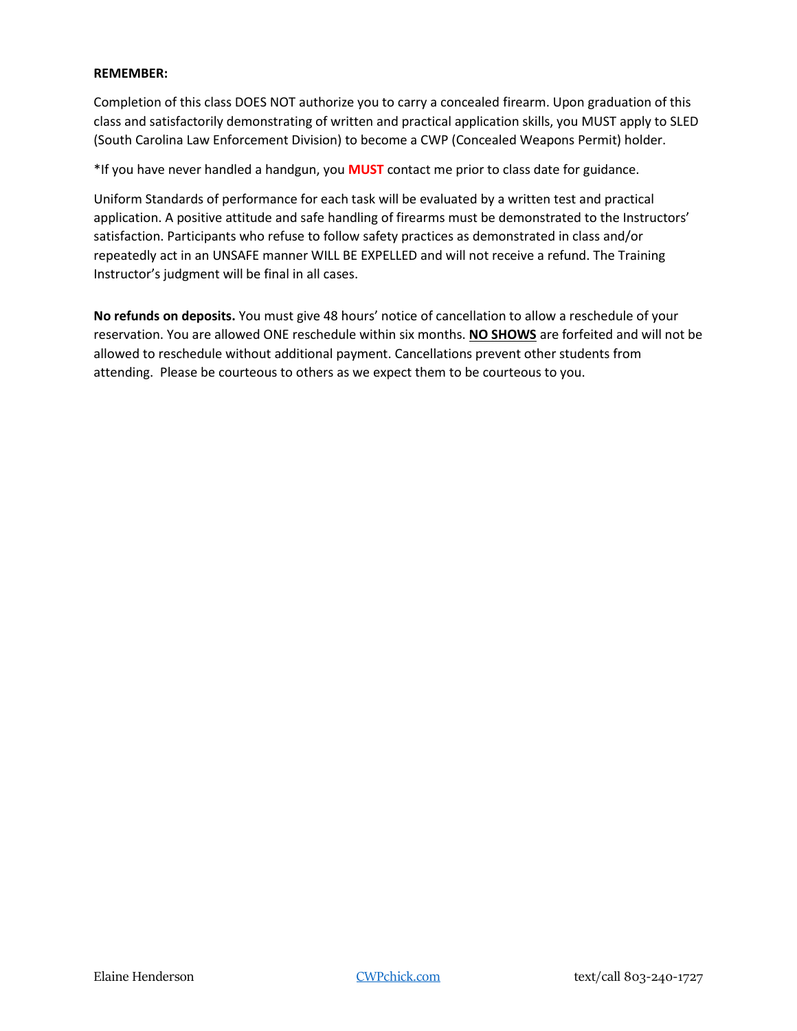**REMEMBER:**

Completion of this class DOES NOT authorize you to carry a concealed firearm. Upon graduation of this class and satisfactorily demonstrating of written and practical application skills, you MUST apply to SLED (South Carolina Law Enforcement Division) to become a CWP (Concealed Weapons Permit) holder.

*If you have never handled a handgun, you **MUST** contact me prior to class date for guidance.

Uniform Standards of performance for each task will be evaluated by a written test and practical application. A positive attitude and safe handling of firearms must be demonstrated to the Instructors' satisfaction. Participants who refuse to follow safety practices as demonstrated in class and/or repeatedly act in an UNSAFE manner WILL BE EXPELLED and will not receive a refund. The Training Instructor's judgment will be final in all cases.

**No refunds on deposits.** You must give 48 hours' notice of cancellation to allow a reschedule of your reservation. You are allowed ONE reschedule within six months. **NO SHOWS** are forfeited and will not be allowed to reschedule without additional payment. Cancellations prevent other students from attending. Please be courteous to others as we expect them to be courteous to you.